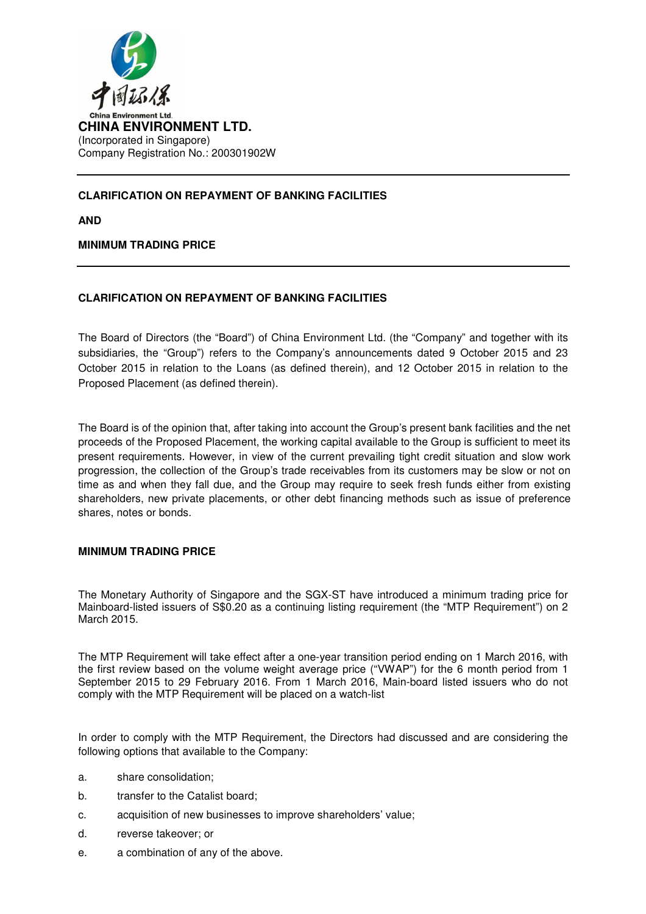China Environment Ltd.

# CHINA ENVIRONMENT LTD.

(Incorporated in Singapore)
Company Registration No.: 200301902W

---

**CLARIFICATION ON REPAYMENT OF BANKING FACILITIES**

**AND**

**MINIMUM TRADING PRICE**

---

## CLARIFICATION ON REPAYMENT OF BANKING FACILITIES

The Board of Directors (the "Board") of China Environment Ltd. (the "Company" and together with its subsidiaries, the "Group") refers to the Company's announcements dated 9 October 2015 and 23 October 2015 in relation to the Loans (as defined therein), and 12 October 2015 in relation to the Proposed Placement (as defined therein).

The Board is of the opinion that, after taking into account the Group's present bank facilities and the net proceeds of the Proposed Placement, the working capital available to the Group is sufficient to meet its present requirements. However, in view of the current prevailing tight credit situation and slow work progression, the collection of the Group's trade receivables from its customers may be slow or not on time as and when they fall due, and the Group may require to seek fresh funds either from existing shareholders, new private placements, or other debt financing methods such as issue of preference shares, notes or bonds.

## MINIMUM TRADING PRICE

The Monetary Authority of Singapore and the SGX-ST have introduced a minimum trading price for Mainboard-listed issuers of S$0.20 as a continuing listing requirement (the "MTP Requirement") on 2 March 2015.

The MTP Requirement will take effect after a one-year transition period ending on 1 March 2016, with the first review based on the volume weight average price ("VWAP") for the 6 month period from 1 September 2015 to 29 February 2016. From 1 March 2016, Main-board listed issuers who do not comply with the MTP Requirement will be placed on a watch-list

In order to comply with the MTP Requirement, the Directors had discussed and are considering the following options that available to the Company:

a. share consolidation;

b. transfer to the Catalist board;

c. acquisition of new businesses to improve shareholders' value;

d. reverse takeover; or

e. a combination of any of the above.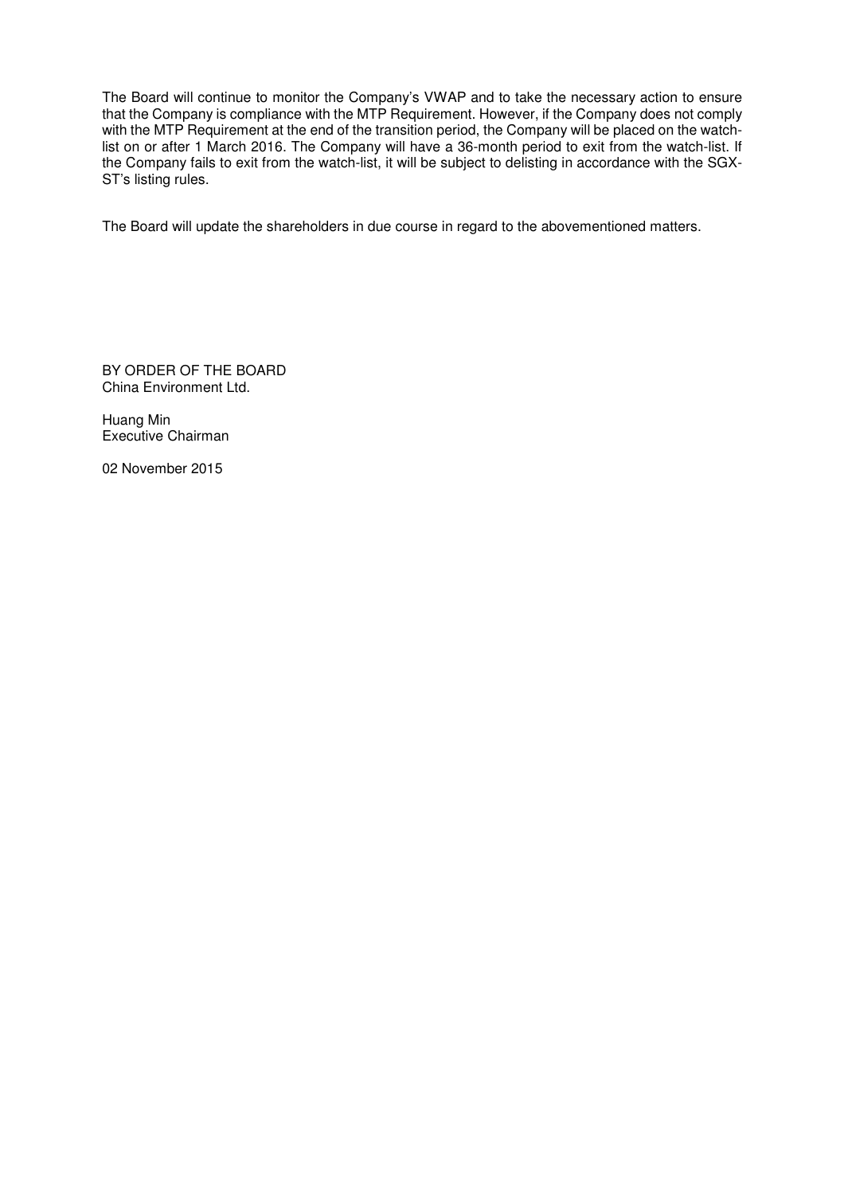The Board will continue to monitor the Company's VWAP and to take the necessary action to ensure that the Company is compliance with the MTP Requirement. However, if the Company does not comply with the MTP Requirement at the end of the transition period, the Company will be placed on the watch-list on or after 1 March 2016. The Company will have a 36-month period to exit from the watch-list. If the Company fails to exit from the watch-list, it will be subject to delisting in accordance with the SGX-ST's listing rules.

The Board will update the shareholders in due course in regard to the abovementioned matters.

BY ORDER OF THE BOARD
China Environment Ltd.

Huang Min
Executive Chairman

02 November 2015